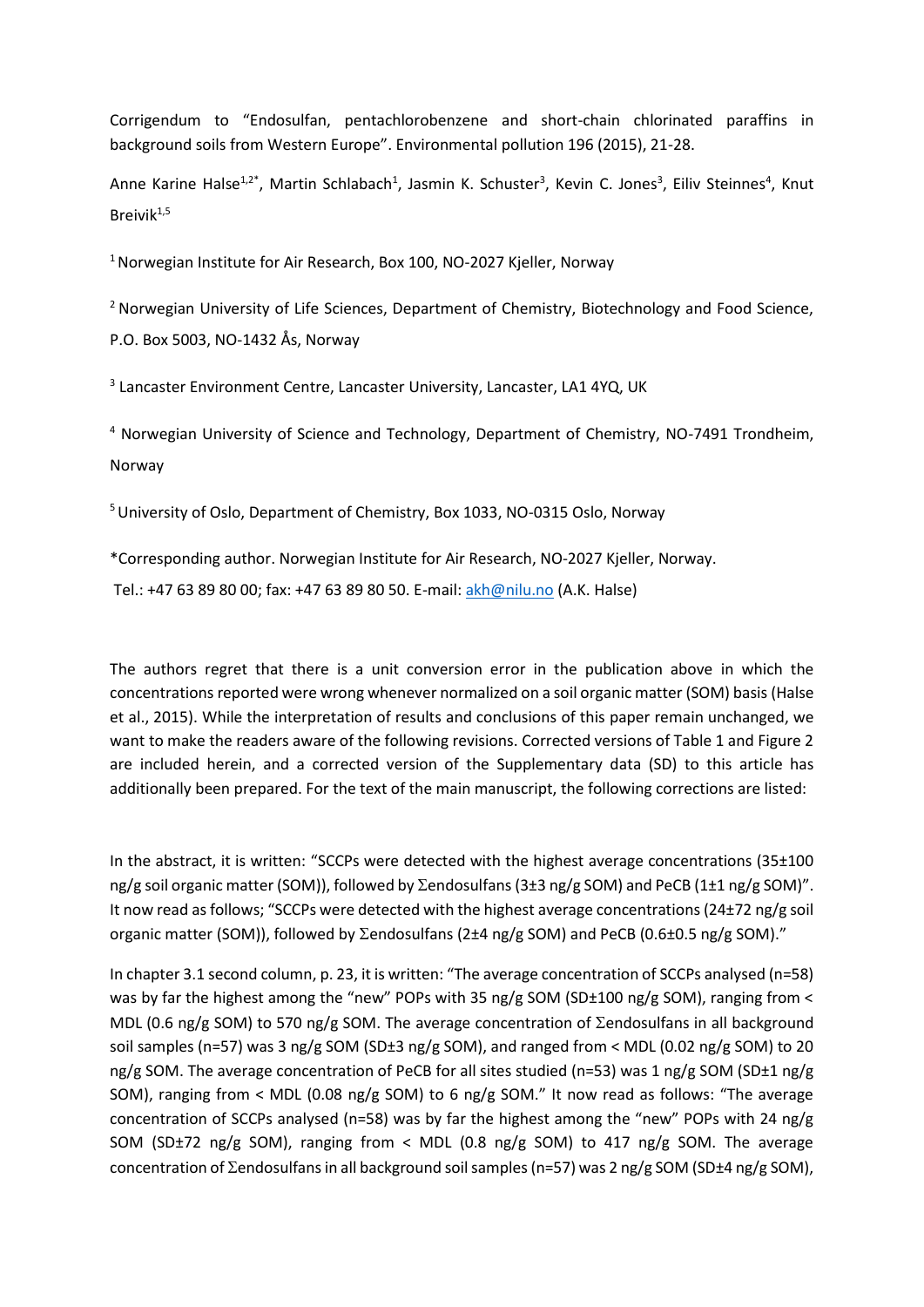Corrigendum to "Endosulfan, pentachlorobenzene and short-chain chlorinated paraffins in background soils from Western Europe". Environmental pollution 196 (2015), 21-28.

Anne Karine Halse[1,2*], Martin Schlabach[1], Jasmin K. Schuster[3], Kevin C. Jones[3], Eiliv Steinnes[4], Knut Breivik[1,5]

[1] Norwegian Institute for Air Research, Box 100, NO-2027 Kjeller, Norway

[2] Norwegian University of Life Sciences, Department of Chemistry, Biotechnology and Food Science, P.O. Box 5003, NO-1432 Ås, Norway

[3] Lancaster Environment Centre, Lancaster University, Lancaster, LA1 4YQ, UK

[4] Norwegian University of Science and Technology, Department of Chemistry, NO-7491 Trondheim, Norway

[5] University of Oslo, Department of Chemistry, Box 1033, NO-0315 Oslo, Norway

*Corresponding author. Norwegian Institute for Air Research, NO-2027 Kjeller, Norway.
Tel.: +47 63 89 80 00; fax: +47 63 89 80 50. E-mail: akh@nilu.no (A.K. Halse)

The authors regret that there is a unit conversion error in the publication above in which the concentrations reported were wrong whenever normalized on a soil organic matter (SOM) basis (Halse et al., 2015). While the interpretation of results and conclusions of this paper remain unchanged, we want to make the readers aware of the following revisions. Corrected versions of Table 1 and Figure 2 are included herein, and a corrected version of the Supplementary data (SD) to this article has additionally been prepared. For the text of the main manuscript, the following corrections are listed:

In the abstract, it is written: "SCCPs were detected with the highest average concentrations (35±100 ng/g soil organic matter (SOM)), followed by Σendosulfans (3±3 ng/g SOM) and PeCB (1±1 ng/g SOM)". It now read as follows; "SCCPs were detected with the highest average concentrations (24±72 ng/g soil organic matter (SOM)), followed by Σendosulfans (2±4 ng/g SOM) and PeCB (0.6±0.5 ng/g SOM)."

In chapter 3.1 second column, p. 23, it is written: "The average concentration of SCCPs analysed (n=58) was by far the highest among the "new" POPs with 35 ng/g SOM (SD±100 ng/g SOM), ranging from < MDL (0.6 ng/g SOM) to 570 ng/g SOM. The average concentration of Σendosulfans in all background soil samples (n=57) was 3 ng/g SOM (SD±3 ng/g SOM), and ranged from < MDL (0.02 ng/g SOM) to 20 ng/g SOM. The average concentration of PeCB for all sites studied (n=53) was 1 ng/g SOM (SD±1 ng/g SOM), ranging from < MDL (0.08 ng/g SOM) to 6 ng/g SOM." It now read as follows: "The average concentration of SCCPs analysed (n=58) was by far the highest among the "new" POPs with 24 ng/g SOM (SD±72 ng/g SOM), ranging from < MDL (0.8 ng/g SOM) to 417 ng/g SOM. The average concentration of Σendosulfans in all background soil samples (n=57) was 2 ng/g SOM (SD±4 ng/g SOM),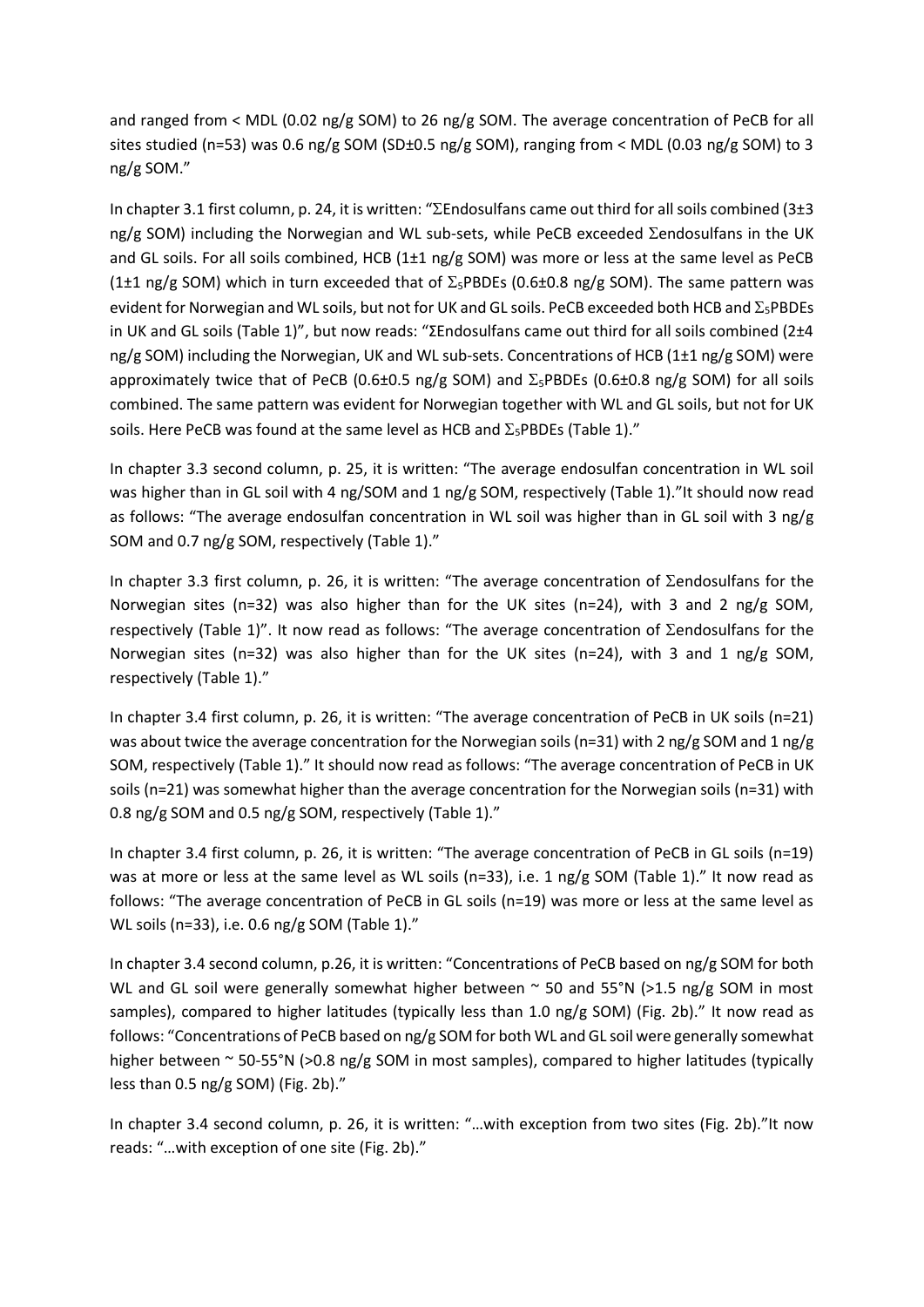and ranged from < MDL (0.02 ng/g SOM) to 26 ng/g SOM. The average concentration of PeCB for all sites studied (n=53) was 0.6 ng/g SOM (SD±0.5 ng/g SOM), ranging from < MDL (0.03 ng/g SOM) to 3 ng/g SOM."

In chapter 3.1 first column, p. 24, it is written: "ΣEndosulfans came out third for all soils combined (3±3 ng/g SOM) including the Norwegian and WL sub-sets, while PeCB exceeded Σendosulfans in the UK and GL soils. For all soils combined, HCB (1±1 ng/g SOM) was more or less at the same level as PeCB (1±1 ng/g SOM) which in turn exceeded that of $\Sigma_5$PBDEs (0.6±0.8 ng/g SOM). The same pattern was evident for Norwegian and WL soils, but not for UK and GL soils. PeCB exceeded both HCB and $\Sigma_5$PBDEs in UK and GL soils (Table 1)", but now reads: "ΣEndosulfans came out third for all soils combined (2±4 ng/g SOM) including the Norwegian, UK and WL sub-sets. Concentrations of HCB (1±1 ng/g SOM) were approximately twice that of PeCB (0.6±0.5 ng/g SOM) and $\Sigma_5$PBDEs (0.6±0.8 ng/g SOM) for all soils combined. The same pattern was evident for Norwegian together with WL and GL soils, but not for UK soils. Here PeCB was found at the same level as HCB and $\Sigma_5$PBDEs (Table 1)."

In chapter 3.3 second column, p. 25, it is written: "The average endosulfan concentration in WL soil was higher than in GL soil with 4 ng/SOM and 1 ng/g SOM, respectively (Table 1)."It should now read as follows: "The average endosulfan concentration in WL soil was higher than in GL soil with 3 ng/g SOM and 0.7 ng/g SOM, respectively (Table 1)."

In chapter 3.3 first column, p. 26, it is written: "The average concentration of Σendosulfans for the Norwegian sites (n=32) was also higher than for the UK sites (n=24), with 3 and 2 ng/g SOM, respectively (Table 1)". It now read as follows: "The average concentration of Σendosulfans for the Norwegian sites (n=32) was also higher than for the UK sites (n=24), with 3 and 1 ng/g SOM, respectively (Table 1)."

In chapter 3.4 first column, p. 26, it is written: "The average concentration of PeCB in UK soils (n=21) was about twice the average concentration for the Norwegian soils (n=31) with 2 ng/g SOM and 1 ng/g SOM, respectively (Table 1)." It should now read as follows: "The average concentration of PeCB in UK soils (n=21) was somewhat higher than the average concentration for the Norwegian soils (n=31) with 0.8 ng/g SOM and 0.5 ng/g SOM, respectively (Table 1)."

In chapter 3.4 first column, p. 26, it is written: "The average concentration of PeCB in GL soils (n=19) was at more or less at the same level as WL soils (n=33), i.e. 1 ng/g SOM (Table 1)." It now read as follows: "The average concentration of PeCB in GL soils (n=19) was more or less at the same level as WL soils (n=33), i.e. 0.6 ng/g SOM (Table 1)."

In chapter 3.4 second column, p.26, it is written: "Concentrations of PeCB based on ng/g SOM for both WL and GL soil were generally somewhat higher between ~ 50 and 55°N (>1.5 ng/g SOM in most samples), compared to higher latitudes (typically less than 1.0 ng/g SOM) (Fig. 2b)." It now read as follows: "Concentrations of PeCB based on ng/g SOM for both WL and GL soil were generally somewhat higher between ~ 50-55°N (>0.8 ng/g SOM in most samples), compared to higher latitudes (typically less than 0.5 ng/g SOM) (Fig. 2b)."

In chapter 3.4 second column, p. 26, it is written: "…with exception from two sites (Fig. 2b)."It now reads: "…with exception of one site (Fig. 2b)."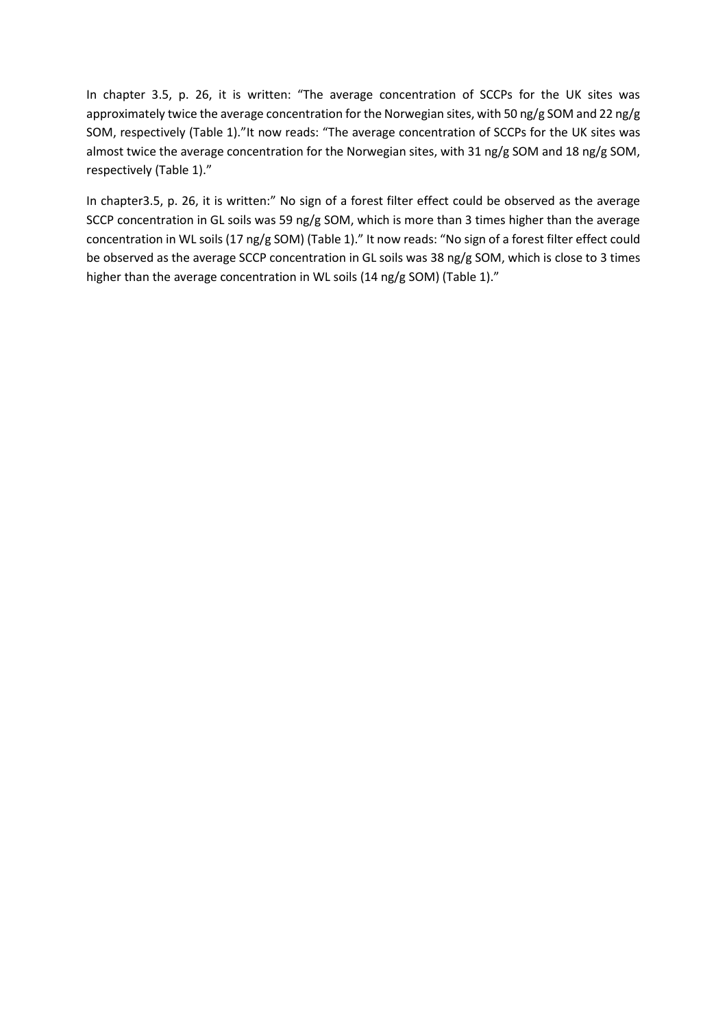In chapter 3.5, p. 26, it is written: “The average concentration of SCCPs for the UK sites was approximately twice the average concentration for the Norwegian sites, with 50 ng/g SOM and 22 ng/g SOM, respectively (Table 1).”It now reads: “The average concentration of SCCPs for the UK sites was almost twice the average concentration for the Norwegian sites, with 31 ng/g SOM and 18 ng/g SOM, respectively (Table 1).”

In chapter3.5, p. 26, it is written:” No sign of a forest filter effect could be observed as the average SCCP concentration in GL soils was 59 ng/g SOM, which is more than 3 times higher than the average concentration in WL soils (17 ng/g SOM) (Table 1).” It now reads: “No sign of a forest filter effect could be observed as the average SCCP concentration in GL soils was 38 ng/g SOM, which is close to 3 times higher than the average concentration in WL soils (14 ng/g SOM) (Table 1).”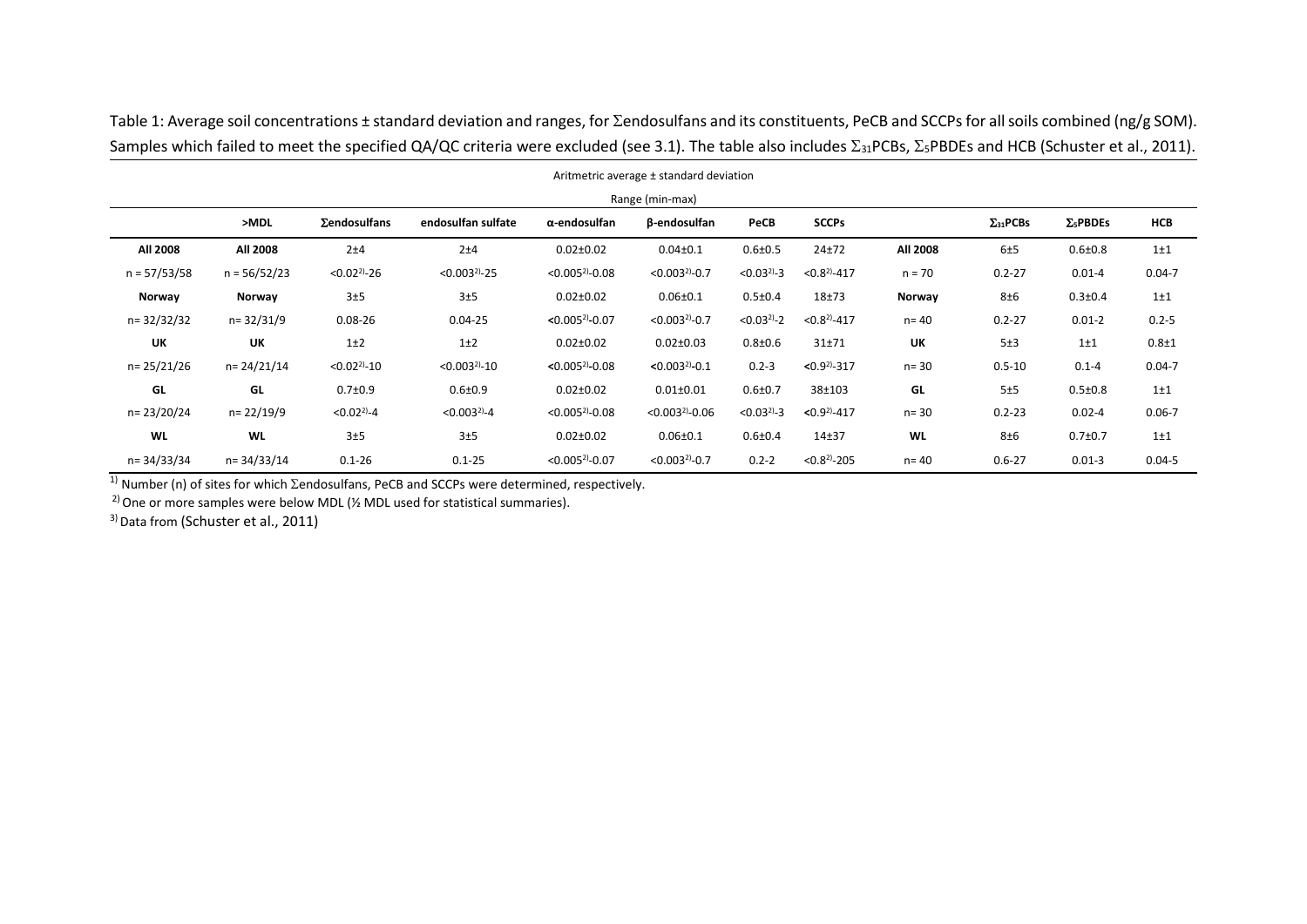Table 1: Average soil concentrations ± standard deviation and ranges, for Σendosulfans and its constituents, PeCB and SCCPs for all soils combined (ng/g SOM). Samples which failed to meet the specified QA/QC criteria were excluded (see 3.1). The table also includes $\Sigma_{31}$PCBs, $\Sigma_5$PBDEs and HCB (Schuster et al., 2011).

Aritmetric average ± standard deviation

Range (min-max)

| | >MDL | Σendosulfans | endosulfan sulfate | α-endosulfan | β-endosulfan | PeCB | SCCPs | | $\Sigma_{31}$PCBs | $\Sigma_5$PBDEs | HCB |
|---|---|---|---|---|---|---|---|---|---|---|---|
| **All 2008** | **All 2008** | 2±4 | 2±4 | 0.02±0.02 | 0.04±0.1 | 0.6±0.5 | 24±72 | **All 2008** | 6±5 | 0.6±0.8 | 1±1 |
| n = 57/53/58 | n = 56/52/23 | <0.02[2)]-26 | <0.003[2)]-25 | <0.005[2)]-0.08 | <0.003[2)]-0.7 | <0.03[2)]-3 | <0.8[2)]-417 | n = 70 | 0.2-27 | 0.01-4 | 0.04-7 |
| **Norway** | **Norway** | 3±5 | 3±5 | 0.02±0.02 | 0.06±0.1 | 0.5±0.4 | 18±73 | **Norway** | 8±6 | 0.3±0.4 | 1±1 |
| n= 32/32/32 | n= 32/31/9 | 0.08-26 | 0.04-25 | <0.005[2)]-0.07 | <0.003[2)]-0.7 | <0.03[2)]-2 | <0.8[2)]-417 | n= 40 | 0.2-27 | 0.01-2 | 0.2-5 |
| **UK** | **UK** | 1±2 | 1±2 | 0.02±0.02 | 0.02±0.03 | 0.8±0.6 | 31±71 | **UK** | 5±3 | 1±1 | 0.8±1 |
| n= 25/21/26 | n= 24/21/14 | <0.02[2)]-10 | <0.003[2)]-10 | <0.005[2)]-0.08 | <0.003[2)]-0.1 | 0.2-3 | <0.9[2)]-317 | n= 30 | 0.5-10 | 0.1-4 | 0.04-7 |
| **GL** | **GL** | 0.7±0.9 | 0.6±0.9 | 0.02±0.02 | 0.01±0.01 | 0.6±0.7 | 38±103 | **GL** | 5±5 | 0.5±0.8 | 1±1 |
| n= 23/20/24 | n= 22/19/9 | <0.02[2)]-4 | <0.003[2)]-4 | <0.005[2)]-0.08 | <0.003[2)]-0.06 | <0.03[2)]-3 | <0.9[2)]-417 | n= 30 | 0.2-23 | 0.02-4 | 0.06-7 |
| **WL** | **WL** | 3±5 | 3±5 | 0.02±0.02 | 0.06±0.1 | 0.6±0.4 | 14±37 | **WL** | 8±6 | 0.7±0.7 | 1±1 |
| n= 34/33/34 | n= 34/33/14 | 0.1-26 | 0.1-25 | <0.005[2)]-0.07 | <0.003[2)]-0.7 | 0.2-2 | <0.8[2)]-205 | n= 40 | 0.6-27 | 0.01-3 | 0.04-5 |

[1)] Number (n) of sites for which Σendosulfans, PeCB and SCCPs were determined, respectively.

[2)] One or more samples were below MDL (½ MDL used for statistical summaries).

[3)] Data from (Schuster et al., 2011)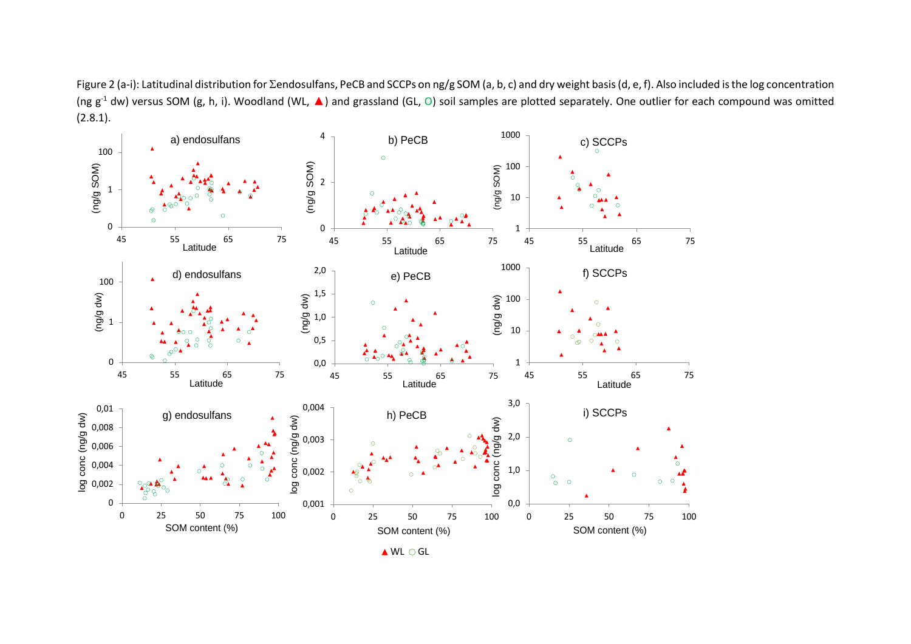Figure 2 (a-i): Latitudinal distribution for Σendosulfans, PeCB and SCCPs on ng/g SOM (a, b, c) and dry weight basis (d, e, f). Also included is the log concentration (ng $g^{-1}$ dw) versus SOM (g, h, i). Woodland (WL, ▲) and grassland (GL, O) soil samples are plotted separately. One outlier for each compound was omitted (2.8.1).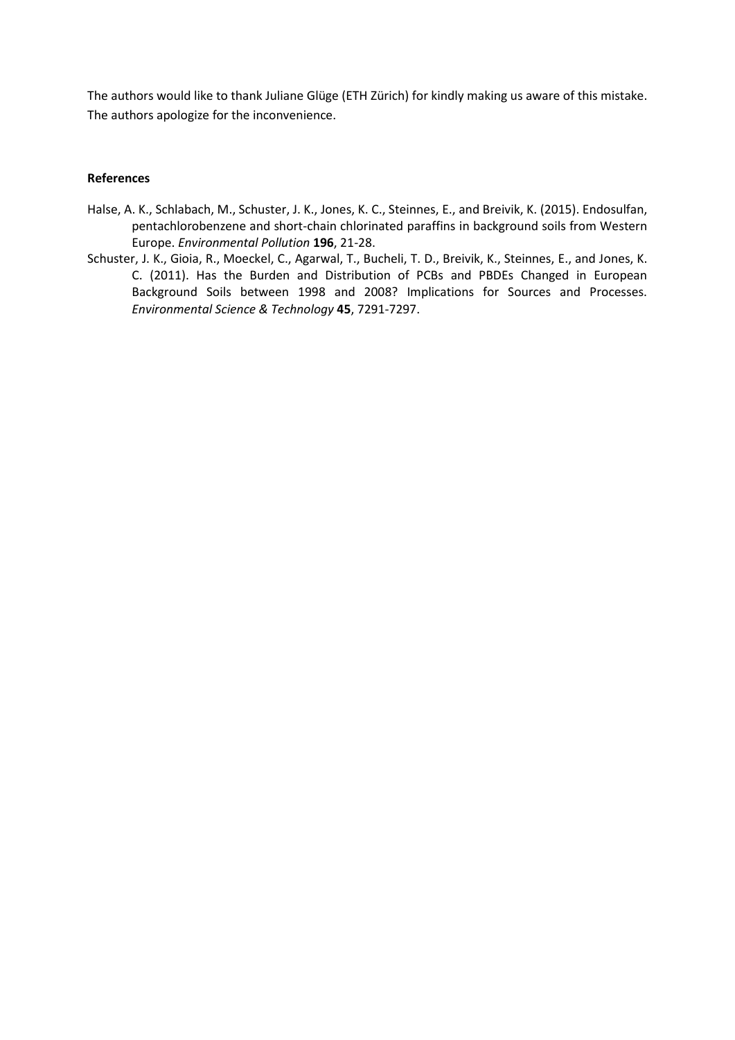The authors would like to thank Juliane Glüge (ETH Zürich) for kindly making us aware of this mistake. The authors apologize for the inconvenience.

**References**

Halse, A. K., Schlabach, M., Schuster, J. K., Jones, K. C., Steinnes, E., and Breivik, K. (2015). Endosulfan, pentachlorobenzene and short-chain chlorinated paraffins in background soils from Western Europe. *Environmental Pollution* **196**, 21-28.

Schuster, J. K., Gioia, R., Moeckel, C., Agarwal, T., Bucheli, T. D., Breivik, K., Steinnes, E., and Jones, K. C. (2011). Has the Burden and Distribution of PCBs and PBDEs Changed in European Background Soils between 1998 and 2008? Implications for Sources and Processes. *Environmental Science & Technology* **45**, 7291-7297.